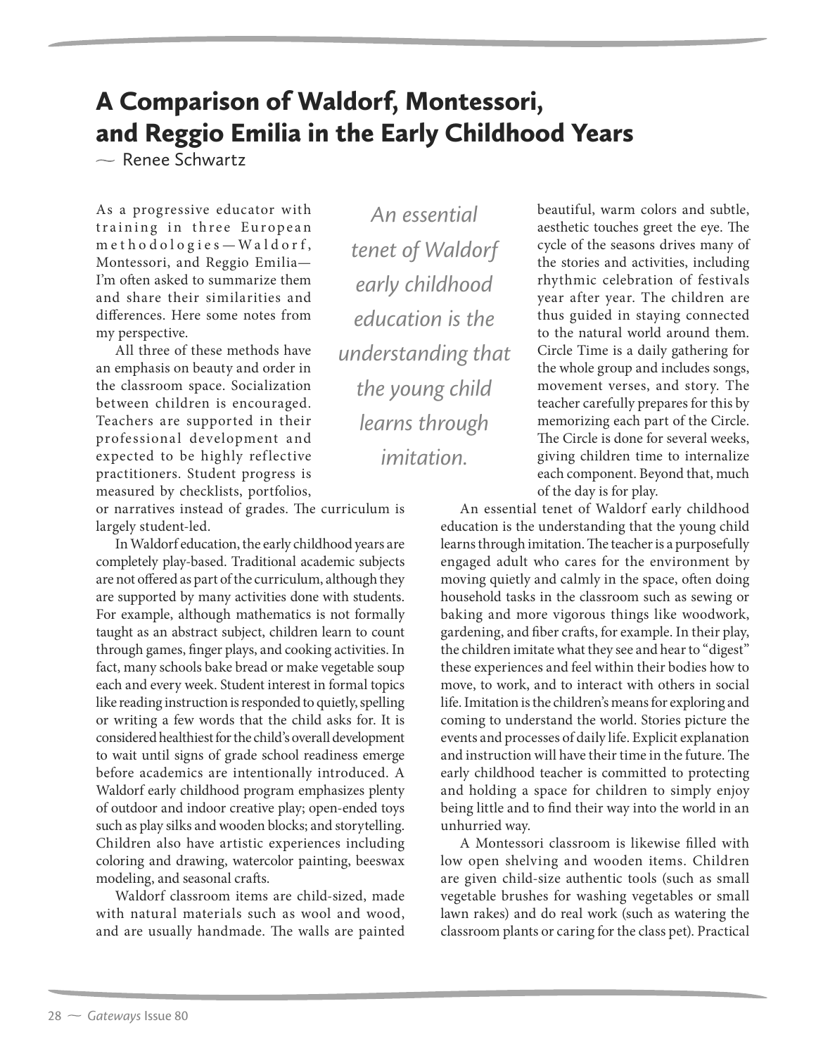# A Comparison of Waldorf, Montessori, and Reggio Emilia in the Early Childhood Years

— Renee Schwartz

As a progressive educator with training in three European methodologies—Waldorf, Montessori, and Reggio Emilia—I'm often asked to summarize them and share their similarities and differences. Here some notes from my perspective.

All three of these methods have an emphasis on beauty and order in the classroom space. Socialization between children is encouraged. Teachers are supported in their professional development and expected to be highly reflective practitioners. Student progress is measured by checklists, portfolios, or narratives instead of grades. The curriculum is largely student-led.

In Waldorf education, the early childhood years are completely play-based. Traditional academic subjects are not offered as part of the curriculum, although they are supported by many activities done with students. For example, although mathematics is not formally taught as an abstract subject, children learn to count through games, finger plays, and cooking activities. In fact, many schools bake bread or make vegetable soup each and every week. Student interest in formal topics like reading instruction is responded to quietly, spelling or writing a few words that the child asks for. It is considered healthiest for the child's overall development to wait until signs of grade school readiness emerge before academics are intentionally introduced. A Waldorf early childhood program emphasizes plenty of outdoor and indoor creative play; open-ended toys such as play silks and wooden blocks; and storytelling. Children also have artistic experiences including coloring and drawing, watercolor painting, beeswax modeling, and seasonal crafts.

Waldorf classroom items are child-sized, made with natural materials such as wool and wood, and are usually handmade. The walls are painted beautiful, warm colors and subtle, aesthetic touches greet the eye. The cycle of the seasons drives many of the stories and activities, including rhythmic celebration of festivals year after year. The children are thus guided in staying connected to the natural world around them. Circle Time is a daily gathering for the whole group and includes songs, movement verses, and story. The teacher carefully prepares for this by memorizing each part of the Circle. The Circle is done for several weeks, giving children time to internalize each component. Beyond that, much of the day is for play.

*An essential tenet of Waldorf early childhood education is the understanding that the young child learns through imitation.*

An essential tenet of Waldorf early childhood education is the understanding that the young child learns through imitation. The teacher is a purposefully engaged adult who cares for the environment by moving quietly and calmly in the space, often doing household tasks in the classroom such as sewing or baking and more vigorous things like woodwork, gardening, and fiber crafts, for example. In their play, the children imitate what they see and hear to "digest" these experiences and feel within their bodies how to move, to work, and to interact with others in social life. Imitation is the children's means for exploring and coming to understand the world. Stories picture the events and processes of daily life. Explicit explanation and instruction will have their time in the future. The early childhood teacher is committed to protecting and holding a space for children to simply enjoy being little and to find their way into the world in an unhurried way.

A Montessori classroom is likewise filled with low open shelving and wooden items. Children are given child-size authentic tools (such as small vegetable brushes for washing vegetables or small lawn rakes) and do real work (such as watering the classroom plants or caring for the class pet). Practical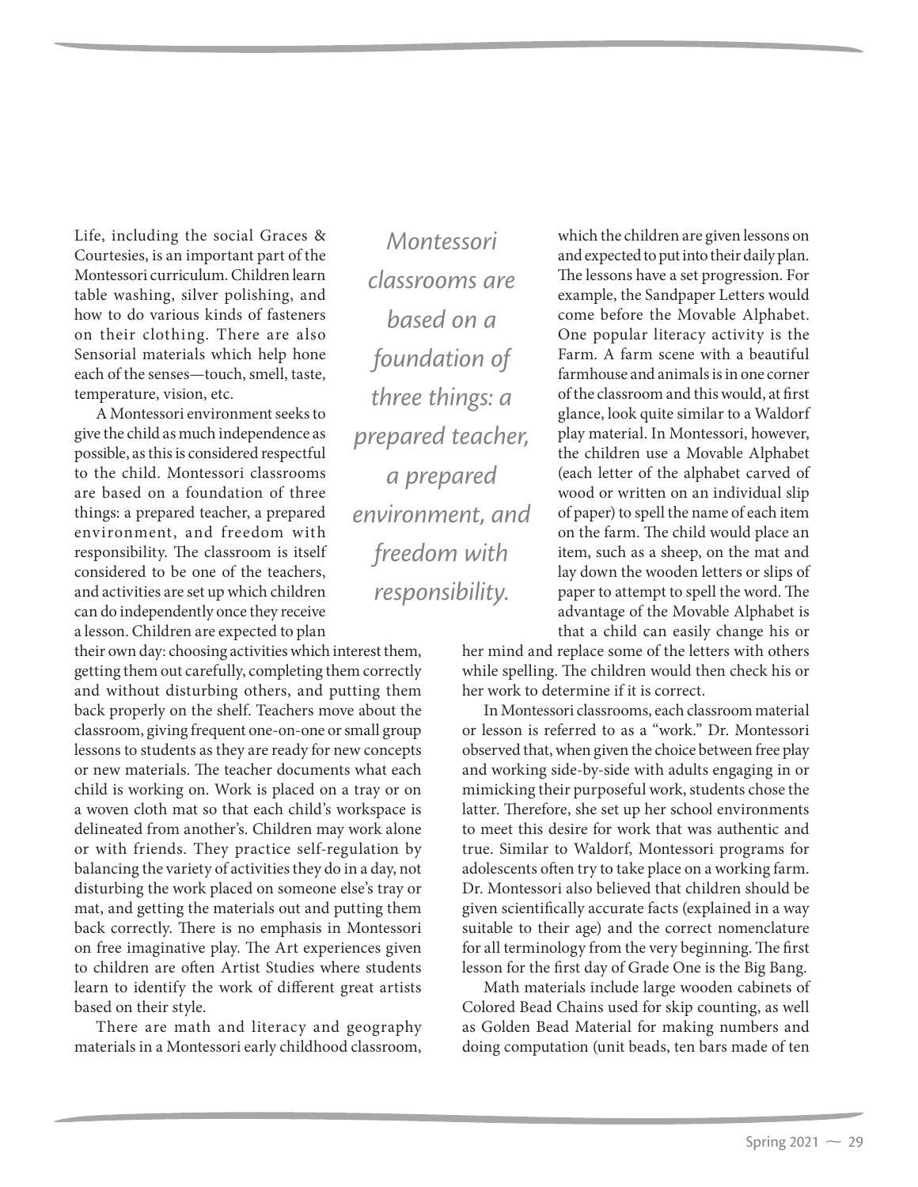Life, including the social Graces & Courtesies, is an important part of the Montessori curriculum. Children learn table washing, silver polishing, and how to do various kinds of fasteners on their clothing. There are also Sensorial materials which help hone each of the senses—touch, smell, taste, temperature, vision, etc.

A Montessori environment seeks to give the child as much independence as possible, as this is considered respectful to the child. Montessori classrooms are based on a foundation of three things: a prepared teacher, a prepared environment, and freedom with responsibility. The classroom is itself considered to be one of the teachers, and activities are set up which children can do independently once they receive a lesson. Children are expected to plan their own day: choosing activities which interest them, getting them out carefully, completing them correctly and without disturbing others, and putting them back properly on the shelf. Teachers move about the classroom, giving frequent one-on-one or small group lessons to students as they are ready for new concepts or new materials. The teacher documents what each child is working on. Work is placed on a tray or on a woven cloth mat so that each child's workspace is delineated from another's. Children may work alone or with friends. They practice self-regulation by balancing the variety of activities they do in a day, not disturbing the work placed on someone else's tray or mat, and getting the materials out and putting them back correctly. There is no emphasis in Montessori on free imaginative play. The Art experiences given to children are often Artist Studies where students learn to identify the work of different great artists based on their style.

*Montessori classrooms are based on a foundation of three things: a prepared teacher, a prepared environment, and freedom with responsibility.*

There are math and literacy and geography materials in a Montessori early childhood classroom, which the children are given lessons on and expected to put into their daily plan. The lessons have a set progression. For example, the Sandpaper Letters would come before the Movable Alphabet. One popular literacy activity is the Farm. A farm scene with a beautiful farmhouse and animals is in one corner of the classroom and this would, at first glance, look quite similar to a Waldorf play material. In Montessori, however, the children use a Movable Alphabet (each letter of the alphabet carved of wood or written on an individual slip of paper) to spell the name of each item on the farm. The child would place an item, such as a sheep, on the mat and lay down the wooden letters or slips of paper to attempt to spell the word. The advantage of the Movable Alphabet is that a child can easily change his or her mind and replace some of the letters with others while spelling. The children would then check his or her work to determine if it is correct.

In Montessori classrooms, each classroom material or lesson is referred to as a "work." Dr. Montessori observed that, when given the choice between free play and working side-by-side with adults engaging in or mimicking their purposeful work, students chose the latter. Therefore, she set up her school environments to meet this desire for work that was authentic and true. Similar to Waldorf, Montessori programs for adolescents often try to take place on a working farm. Dr. Montessori also believed that children should be given scientifically accurate facts (explained in a way suitable to their age) and the correct nomenclature for all terminology from the very beginning. The first lesson for the first day of Grade One is the Big Bang.

Math materials include large wooden cabinets of Colored Bead Chains used for skip counting, as well as Golden Bead Material for making numbers and doing computation (unit beads, ten bars made of ten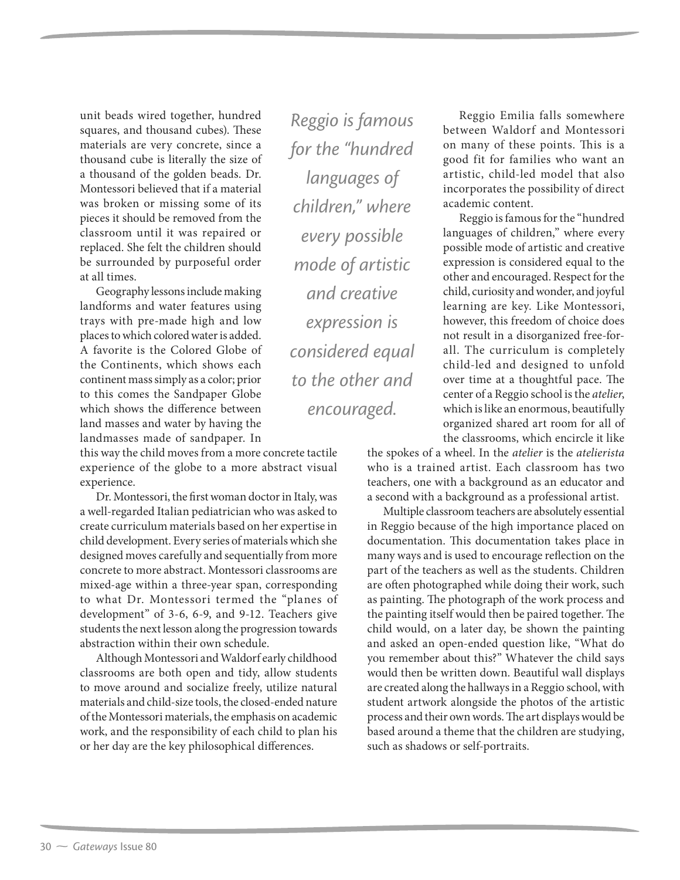unit beads wired together, hundred squares, and thousand cubes). These materials are very concrete, since a thousand cube is literally the size of a thousand of the golden beads. Dr. Montessori believed that if a material was broken or missing some of its pieces it should be removed from the classroom until it was repaired or replaced. She felt the children should be surrounded by purposeful order at all times.

Geography lessons include making landforms and water features using trays with pre-made high and low places to which colored water is added. A favorite is the Colored Globe of the Continents, which shows each continent mass simply as a color; prior to this comes the Sandpaper Globe which shows the difference between land masses and water by having the landmasses made of sandpaper. In this way the child moves from a more concrete tactile experience of the globe to a more abstract visual experience.

Dr. Montessori, the first woman doctor in Italy, was a well-regarded Italian pediatrician who was asked to create curriculum materials based on her expertise in child development. Every series of materials which she designed moves carefully and sequentially from more concrete to more abstract. Montessori classrooms are mixed-age within a three-year span, corresponding to what Dr. Montessori termed the "planes of development" of 3-6, 6-9, and 9-12. Teachers give students the next lesson along the progression towards abstraction within their own schedule.

Although Montessori and Waldorf early childhood classrooms are both open and tidy, allow students to move around and socialize freely, utilize natural materials and child-size tools, the closed-ended nature of the Montessori materials, the emphasis on academic work, and the responsibility of each child to plan his or her day are the key philosophical differences.

*Reggio is famous for the "hundred languages of children," where every possible mode of artistic and creative expression is considered equal to the other and encouraged.*

Reggio Emilia falls somewhere between Waldorf and Montessori on many of these points. This is a good fit for families who want an artistic, child-led model that also incorporates the possibility of direct academic content.

Reggio is famous for the "hundred languages of children," where every possible mode of artistic and creative expression is considered equal to the other and encouraged. Respect for the child, curiosity and wonder, and joyful learning are key. Like Montessori, however, this freedom of choice does not result in a disorganized free-for-all. The curriculum is completely child-led and designed to unfold over time at a thoughtful pace. The center of a Reggio school is the *atelier*, which is like an enormous, beautifully organized shared art room for all of the classrooms, which encircle it like the spokes of a wheel. In the *atelier* is the *atelierista* who is a trained artist. Each classroom has two teachers, one with a background as an educator and a second with a background as a professional artist.

Multiple classroom teachers are absolutely essential in Reggio because of the high importance placed on documentation. This documentation takes place in many ways and is used to encourage reflection on the part of the teachers as well as the students. Children are often photographed while doing their work, such as painting. The photograph of the work process and the painting itself would then be paired together. The child would, on a later day, be shown the painting and asked an open-ended question like, "What do you remember about this?" Whatever the child says would then be written down. Beautiful wall displays are created along the hallways in a Reggio school, with student artwork alongside the photos of the artistic process and their own words. The art displays would be based around a theme that the children are studying, such as shadows or self-portraits.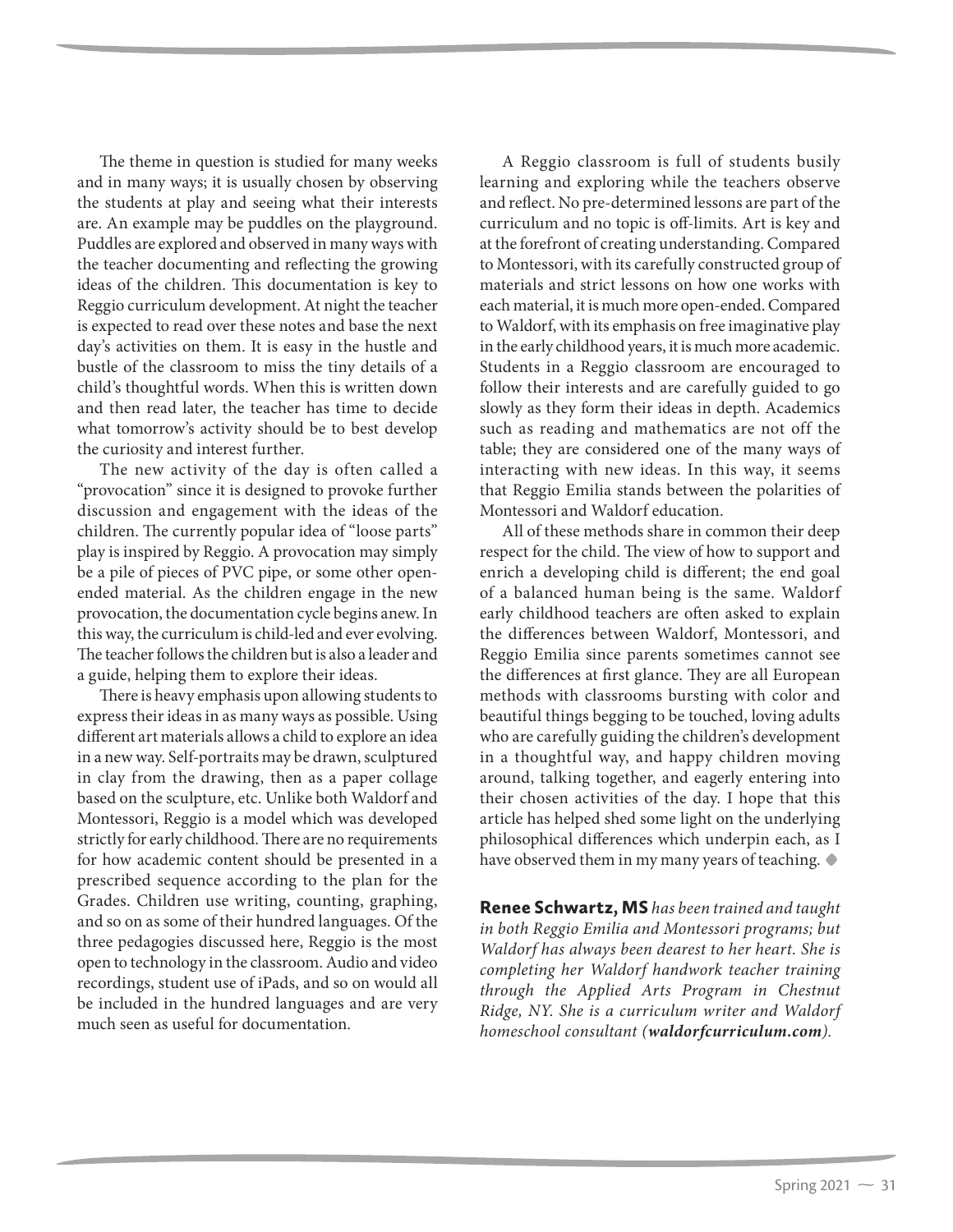The theme in question is studied for many weeks and in many ways; it is usually chosen by observing the students at play and seeing what their interests are. An example may be puddles on the playground. Puddles are explored and observed in many ways with the teacher documenting and reflecting the growing ideas of the children. This documentation is key to Reggio curriculum development. At night the teacher is expected to read over these notes and base the next day's activities on them. It is easy in the hustle and bustle of the classroom to miss the tiny details of a child's thoughtful words. When this is written down and then read later, the teacher has time to decide what tomorrow's activity should be to best develop the curiosity and interest further.

The new activity of the day is often called a "provocation" since it is designed to provoke further discussion and engagement with the ideas of the children. The currently popular idea of "loose parts" play is inspired by Reggio. A provocation may simply be a pile of pieces of PVC pipe, or some other open-ended material. As the children engage in the new provocation, the documentation cycle begins anew. In this way, the curriculum is child-led and ever evolving. The teacher follows the children but is also a leader and a guide, helping them to explore their ideas.

There is heavy emphasis upon allowing students to express their ideas in as many ways as possible. Using different art materials allows a child to explore an idea in a new way. Self-portraits may be drawn, sculptured in clay from the drawing, then as a paper collage based on the sculpture, etc. Unlike both Waldorf and Montessori, Reggio is a model which was developed strictly for early childhood. There are no requirements for how academic content should be presented in a prescribed sequence according to the plan for the Grades. Children use writing, counting, graphing, and so on as some of their hundred languages. Of the three pedagogies discussed here, Reggio is the most open to technology in the classroom. Audio and video recordings, student use of iPads, and so on would all be included in the hundred languages and are very much seen as useful for documentation.

A Reggio classroom is full of students busily learning and exploring while the teachers observe and reflect. No pre-determined lessons are part of the curriculum and no topic is off-limits. Art is key and at the forefront of creating understanding. Compared to Montessori, with its carefully constructed group of materials and strict lessons on how one works with each material, it is much more open-ended. Compared to Waldorf, with its emphasis on free imaginative play in the early childhood years, it is much more academic. Students in a Reggio classroom are encouraged to follow their interests and are carefully guided to go slowly as they form their ideas in depth. Academics such as reading and mathematics are not off the table; they are considered one of the many ways of interacting with new ideas. In this way, it seems that Reggio Emilia stands between the polarities of Montessori and Waldorf education.

All of these methods share in common their deep respect for the child. The view of how to support and enrich a developing child is different; the end goal of a balanced human being is the same. Waldorf early childhood teachers are often asked to explain the differences between Waldorf, Montessori, and Reggio Emilia since parents sometimes cannot see the differences at first glance. They are all European methods with classrooms bursting with color and beautiful things begging to be touched, loving adults who are carefully guiding the children's development in a thoughtful way, and happy children moving around, talking together, and eagerly entering into their chosen activities of the day. I hope that this article has helped shed some light on the underlying philosophical differences which underpin each, as I have observed them in my many years of teaching. ◆

**Renee Schwartz, MS** *has been trained and taught in both Reggio Emilia and Montessori programs; but Waldorf has always been dearest to her heart. She is completing her Waldorf handwork teacher training through the Applied Arts Program in Chestnut Ridge, NY. She is a curriculum writer and Waldorf homeschool consultant (**waldorfcurriculum.com**).*